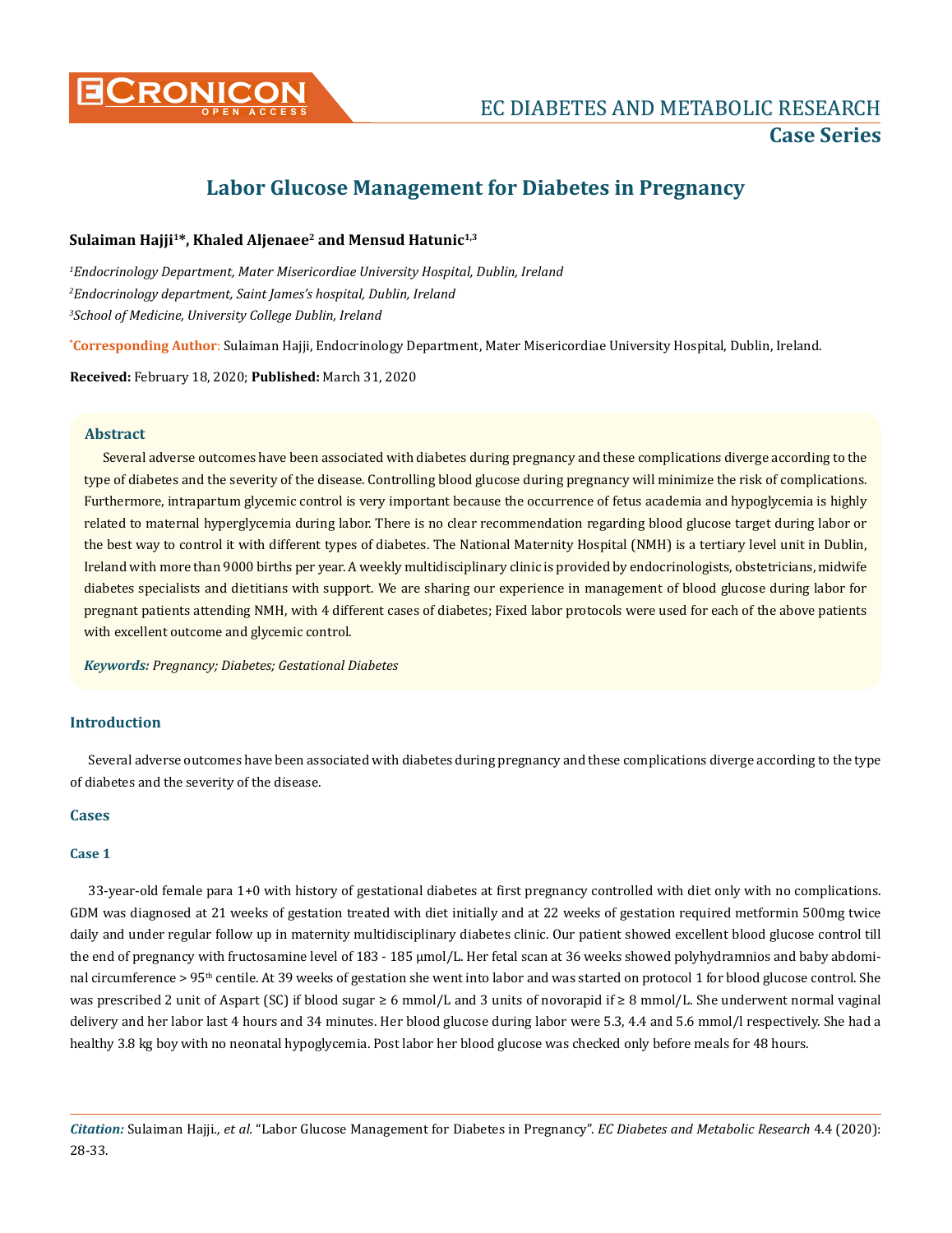# Labor Glucose Management for Diabetes in Pregnancy

**Sulaiman Hajji[1]\*, Khaled Aljenaee[2] and Mensud Hatunic[1,3]**

[1]*Endocrinology Department, Mater Misericordiae University Hospital, Dublin, Ireland*

[2]*Endocrinology department, Saint James's hospital, Dublin, Ireland*

[3]*School of Medicine, University College Dublin, Ireland*

**\*Corresponding Author**: Sulaiman Hajji, Endocrinology Department, Mater Misericordiae University Hospital, Dublin, Ireland.

**Received:** February 18, 2020; **Published:** March 31, 2020

## Abstract

Several adverse outcomes have been associated with diabetes during pregnancy and these complications diverge according to the type of diabetes and the severity of the disease. Controlling blood glucose during pregnancy will minimize the risk of complications. Furthermore, intrapartum glycemic control is very important because the occurrence of fetus academia and hypoglycemia is highly related to maternal hyperglycemia during labor. There is no clear recommendation regarding blood glucose target during labor or the best way to control it with different types of diabetes. The National Maternity Hospital (NMH) is a tertiary level unit in Dublin, Ireland with more than 9000 births per year. A weekly multidisciplinary clinic is provided by endocrinologists, obstetricians, midwife diabetes specialists and dietitians with support. We are sharing our experience in management of blood glucose during labor for pregnant patients attending NMH, with 4 different cases of diabetes; Fixed labor protocols were used for each of the above patients with excellent outcome and glycemic control.

***Keywords:*** *Pregnancy; Diabetes; Gestational Diabetes*

## Introduction

Several adverse outcomes have been associated with diabetes during pregnancy and these complications diverge according to the type of diabetes and the severity of the disease.

## Cases

### Case 1

33-year-old female para 1+0 with history of gestational diabetes at first pregnancy controlled with diet only with no complications. GDM was diagnosed at 21 weeks of gestation treated with diet initially and at 22 weeks of gestation required metformin 500mg twice daily and under regular follow up in maternity multidisciplinary diabetes clinic. Our patient showed excellent blood glucose control till the end of pregnancy with fructosamine level of 183 - 185 μmol/L. Her fetal scan at 36 weeks showed polyhydramnios and baby abdominal circumference > 95th centile. At 39 weeks of gestation she went into labor and was started on protocol 1 for blood glucose control. She was prescribed 2 unit of Aspart (SC) if blood sugar ≥ 6 mmol/L and 3 units of novorapid if ≥ 8 mmol/L. She underwent normal vaginal delivery and her labor last 4 hours and 34 minutes. Her blood glucose during labor were 5.3, 4.4 and 5.6 mmol/l respectively. She had a healthy 3.8 kg boy with no neonatal hypoglycemia. Post labor her blood glucose was checked only before meals for 48 hours.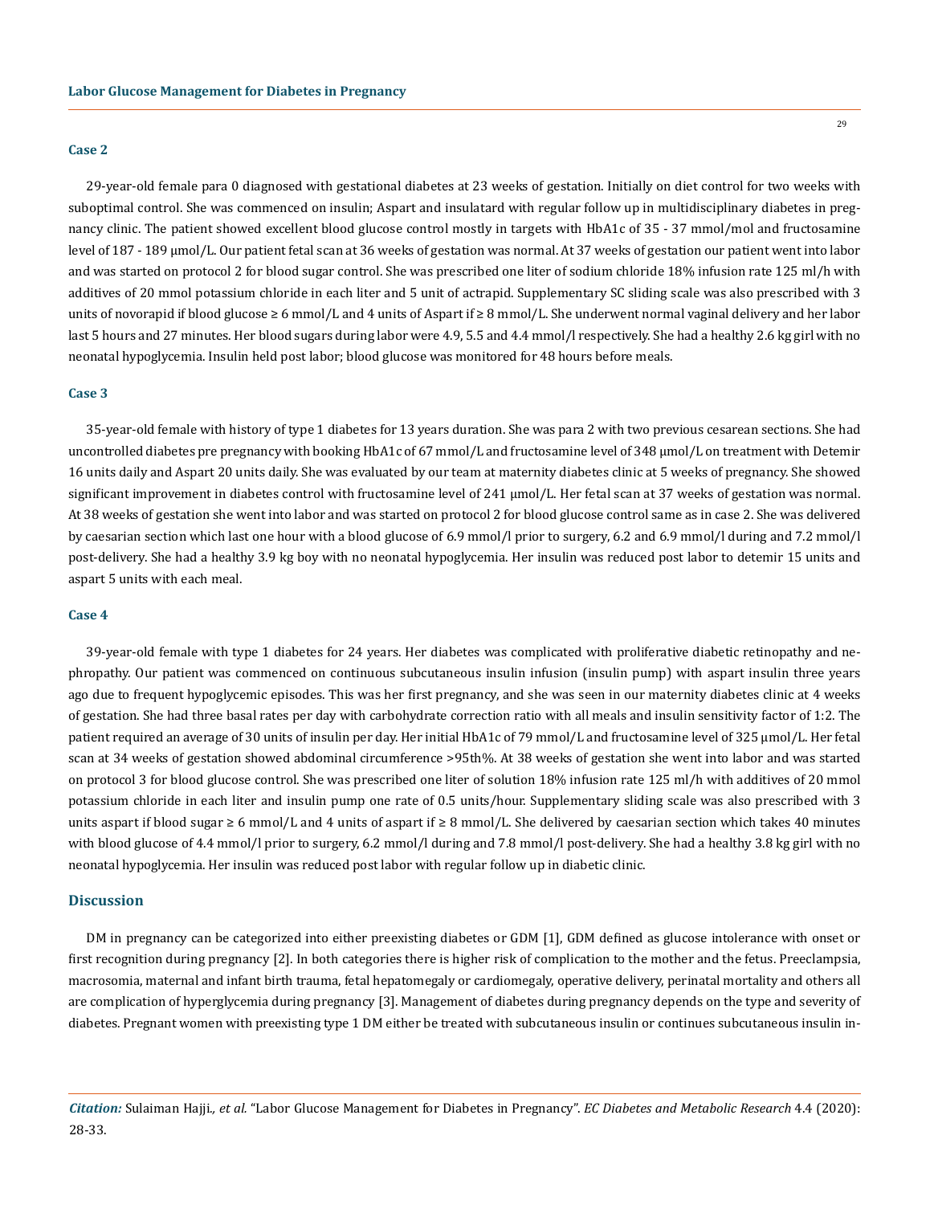### Case 2

29-year-old female para 0 diagnosed with gestational diabetes at 23 weeks of gestation. Initially on diet control for two weeks with suboptimal control. She was commenced on insulin; Aspart and insulatard with regular follow up in multidisciplinary diabetes in pregnancy clinic. The patient showed excellent blood glucose control mostly in targets with HbA1c of 35 - 37 mmol/mol and fructosamine level of 187 - 189 µmol/L. Our patient fetal scan at 36 weeks of gestation was normal. At 37 weeks of gestation our patient went into labor and was started on protocol 2 for blood sugar control. She was prescribed one liter of sodium chloride 18% infusion rate 125 ml/h with additives of 20 mmol potassium chloride in each liter and 5 unit of actrapid. Supplementary SC sliding scale was also prescribed with 3 units of novorapid if blood glucose ≥ 6 mmol/L and 4 units of Aspart if ≥ 8 mmol/L. She underwent normal vaginal delivery and her labor last 5 hours and 27 minutes. Her blood sugars during labor were 4.9, 5.5 and 4.4 mmol/l respectively. She had a healthy 2.6 kg girl with no neonatal hypoglycemia. Insulin held post labor; blood glucose was monitored for 48 hours before meals.

### Case 3

35-year-old female with history of type 1 diabetes for 13 years duration. She was para 2 with two previous cesarean sections. She had uncontrolled diabetes pre pregnancy with booking HbA1c of 67 mmol/L and fructosamine level of 348 µmol/L on treatment with Detemir 16 units daily and Aspart 20 units daily. She was evaluated by our team at maternity diabetes clinic at 5 weeks of pregnancy. She showed significant improvement in diabetes control with fructosamine level of 241 µmol/L. Her fetal scan at 37 weeks of gestation was normal. At 38 weeks of gestation she went into labor and was started on protocol 2 for blood glucose control same as in case 2. She was delivered by caesarian section which last one hour with a blood glucose of 6.9 mmol/l prior to surgery, 6.2 and 6.9 mmol/l during and 7.2 mmol/l post-delivery. She had a healthy 3.9 kg boy with no neonatal hypoglycemia. Her insulin was reduced post labor to detemir 15 units and aspart 5 units with each meal.

### Case 4

39-year-old female with type 1 diabetes for 24 years. Her diabetes was complicated with proliferative diabetic retinopathy and nephropathy. Our patient was commenced on continuous subcutaneous insulin infusion (insulin pump) with aspart insulin three years ago due to frequent hypoglycemic episodes. This was her first pregnancy, and she was seen in our maternity diabetes clinic at 4 weeks of gestation. She had three basal rates per day with carbohydrate correction ratio with all meals and insulin sensitivity factor of 1:2. The patient required an average of 30 units of insulin per day. Her initial HbA1c of 79 mmol/L and fructosamine level of 325 µmol/L. Her fetal scan at 34 weeks of gestation showed abdominal circumference >95th%. At 38 weeks of gestation she went into labor and was started on protocol 3 for blood glucose control. She was prescribed one liter of solution 18% infusion rate 125 ml/h with additives of 20 mmol potassium chloride in each liter and insulin pump one rate of 0.5 units/hour. Supplementary sliding scale was also prescribed with 3 units aspart if blood sugar ≥ 6 mmol/L and 4 units of aspart if ≥ 8 mmol/L. She delivered by caesarian section which takes 40 minutes with blood glucose of 4.4 mmol/l prior to surgery, 6.2 mmol/l during and 7.8 mmol/l post-delivery. She had a healthy 3.8 kg girl with no neonatal hypoglycemia. Her insulin was reduced post labor with regular follow up in diabetic clinic.

## Discussion

DM in pregnancy can be categorized into either preexisting diabetes or GDM [1], GDM defined as glucose intolerance with onset or first recognition during pregnancy [2]. In both categories there is higher risk of complication to the mother and the fetus. Preeclampsia, macrosomia, maternal and infant birth trauma, fetal hepatomegaly or cardiomegaly, operative delivery, perinatal mortality and others all are complication of hyperglycemia during pregnancy [3]. Management of diabetes during pregnancy depends on the type and severity of diabetes. Pregnant women with preexisting type 1 DM either be treated with subcutaneous insulin or continues subcutaneous insulin in-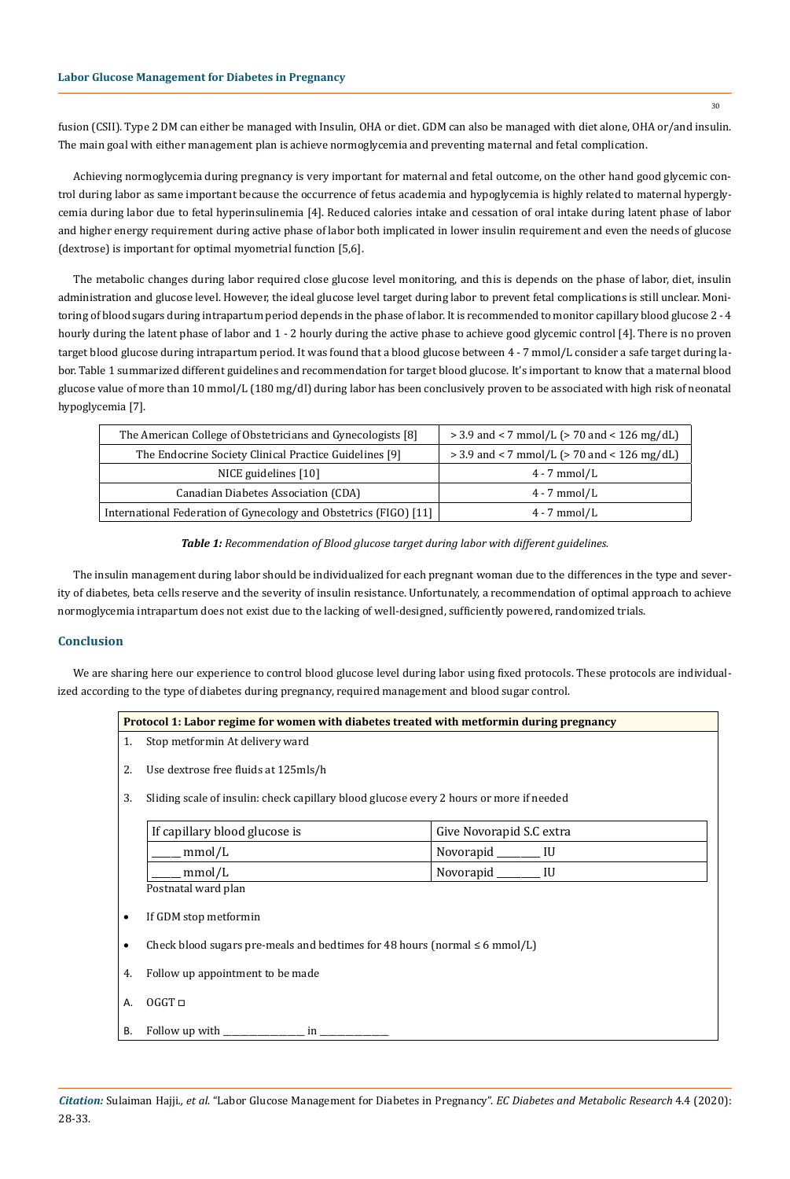fusion (CSII). Type 2 DM can either be managed with Insulin, OHA or diet. GDM can also be managed with diet alone, OHA or/and insulin. The main goal with either management plan is achieve normoglycemia and preventing maternal and fetal complication.

Achieving normoglycemia during pregnancy is very important for maternal and fetal outcome, on the other hand good glycemic control during labor as same important because the occurrence of fetus academia and hypoglycemia is highly related to maternal hyperglycemia during labor due to fetal hyperinsulinemia [4]. Reduced calories intake and cessation of oral intake during latent phase of labor and higher energy requirement during active phase of labor both implicated in lower insulin requirement and even the needs of glucose (dextrose) is important for optimal myometrial function [5,6].

The metabolic changes during labor required close glucose level monitoring, and this is depends on the phase of labor, diet, insulin administration and glucose level. However, the ideal glucose level target during labor to prevent fetal complications is still unclear. Monitoring of blood sugars during intrapartum period depends in the phase of labor. It is recommended to monitor capillary blood glucose 2 - 4 hourly during the latent phase of labor and 1 - 2 hourly during the active phase to achieve good glycemic control [4]. There is no proven target blood glucose during intrapartum period. It was found that a blood glucose between 4 - 7 mmol/L consider a safe target during labor. Table 1 summarized different guidelines and recommendation for target blood glucose. It's important to know that a maternal blood glucose value of more than 10 mmol/L (180 mg/dl) during labor has been conclusively proven to be associated with high risk of neonatal hypoglycemia [7].

| Guideline | Target |
|---|---|
| The American College of Obstetricians and Gynecologists [8] | > 3.9 and < 7 mmol/L (> 70 and < 126 mg/dL) |
| The Endocrine Society Clinical Practice Guidelines [9] | > 3.9 and < 7 mmol/L (> 70 and < 126 mg/dL) |
| NICE guidelines [10] | 4 - 7 mmol/L |
| Canadian Diabetes Association (CDA) | 4 - 7 mmol/L |
| International Federation of Gynecology and Obstetrics (FIGO) [11] | 4 - 7 mmol/L |

***Table 1:*** *Recommendation of Blood glucose target during labor with different guidelines.*

The insulin management during labor should be individualized for each pregnant woman due to the differences in the type and severity of diabetes, beta cells reserve and the severity of insulin resistance. Unfortunately, a recommendation of optimal approach to achieve normoglycemia intrapartum does not exist due to the lacking of well-designed, sufficiently powered, randomized trials.

## Conclusion

We are sharing here our experience to control blood glucose level during labor using fixed protocols. These protocols are individualized according to the type of diabetes during pregnancy, required management and blood sugar control.

**Protocol 1: Labor regime for women with diabetes treated with metformin during pregnancy**

1. Stop metformin At delivery ward
2. Use dextrose free fluids at 125mls/h
3. Sliding scale of insulin: check capillary blood glucose every 2 hours or more if needed

| If capillary blood glucose is | Give Novorapid S.C extra |
|---|---|
| _____ mmol/L | Novorapid ________ IU |
| _____ mmol/L | Novorapid ________ IU |

Postnatal ward plan

- If GDM stop metformin
- Check blood sugars pre-meals and bedtimes for 48 hours (normal ≤ 6 mmol/L)

4. Follow up appointment to be made

A. OGGT ☐

B. Follow up with ________________ in ______________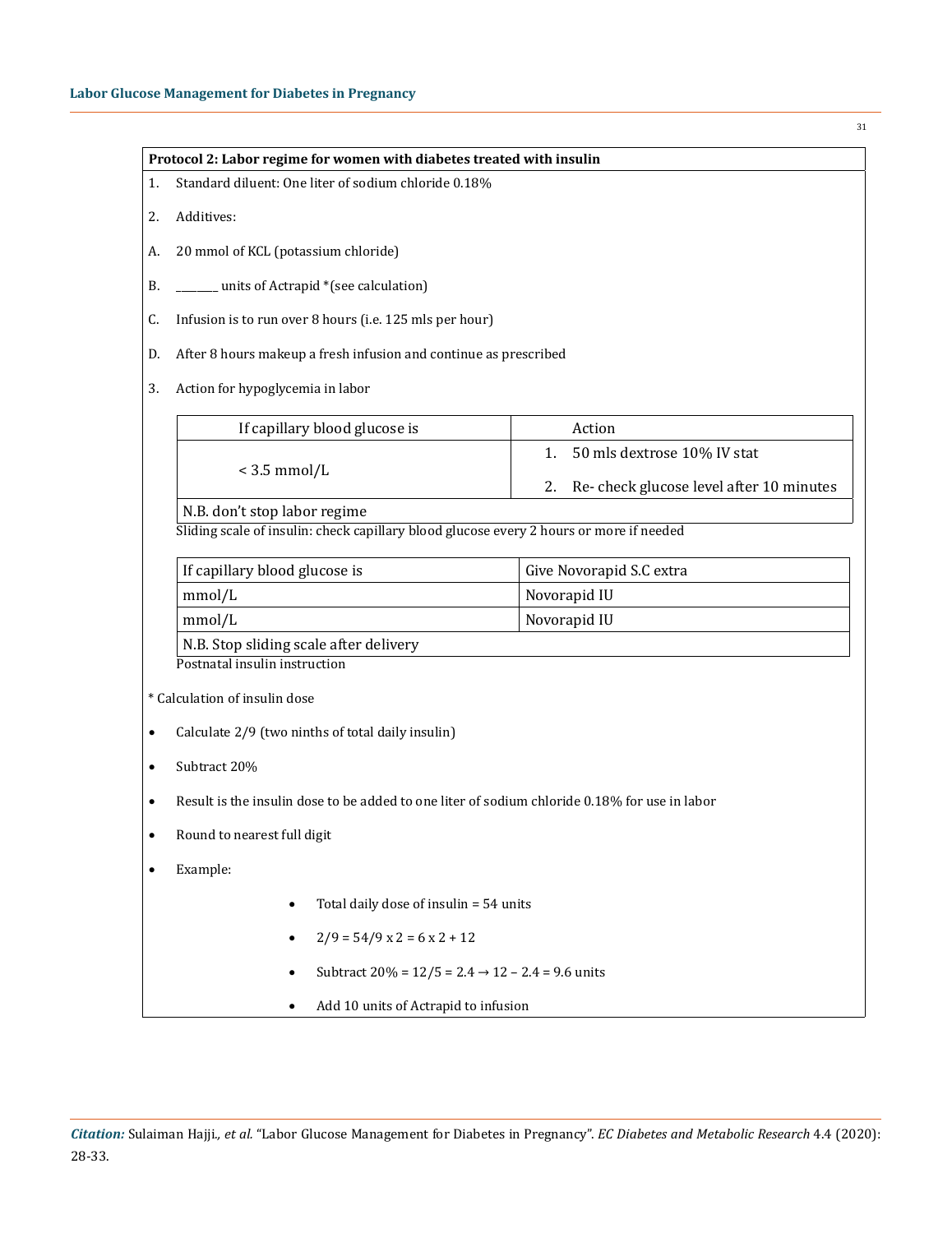**Protocol 2: Labor regime for women with diabetes treated with insulin**

1. Standard diluent: One liter of sodium chloride 0.18%
2. Additives:

A. 20 mmol of KCL (potassium chloride)

B. _______ units of Actrapid *(see calculation)

C. Infusion is to run over 8 hours (i.e. 125 mls per hour)

D. After 8 hours makeup a fresh infusion and continue as prescribed

3. Action for hypoglycemia in labor

| If capillary blood glucose is | Action |
|---|---|
| < 3.5 mmol/L | 1. 50 mls dextrose 10% IV stat<br>2. Re- check glucose level after 10 minutes |
| N.B. don't stop labor regime | |

Sliding scale of insulin: check capillary blood glucose every 2 hours or more if needed

| If capillary blood glucose is | Give Novorapid S.C extra |
|---|---|
| mmol/L | Novorapid IU |
| mmol/L | Novorapid IU |
| N.B. Stop sliding scale after delivery | |

Postnatal insulin instruction

\* Calculation of insulin dose

- Calculate 2/9 (two ninths of total daily insulin)
- Subtract 20%
- Result is the insulin dose to be added to one liter of sodium chloride 0.18% for use in labor
- Round to nearest full digit
- Example:
    - Total daily dose of insulin = 54 units
    - $2/9 = 54/9 \times 2 = 6 \times 2 + 12$
    - Subtract 20% = $12/5 = 2.4 \rightarrow 12 - 2.4 = 9.6$ units
    - Add 10 units of Actrapid to infusion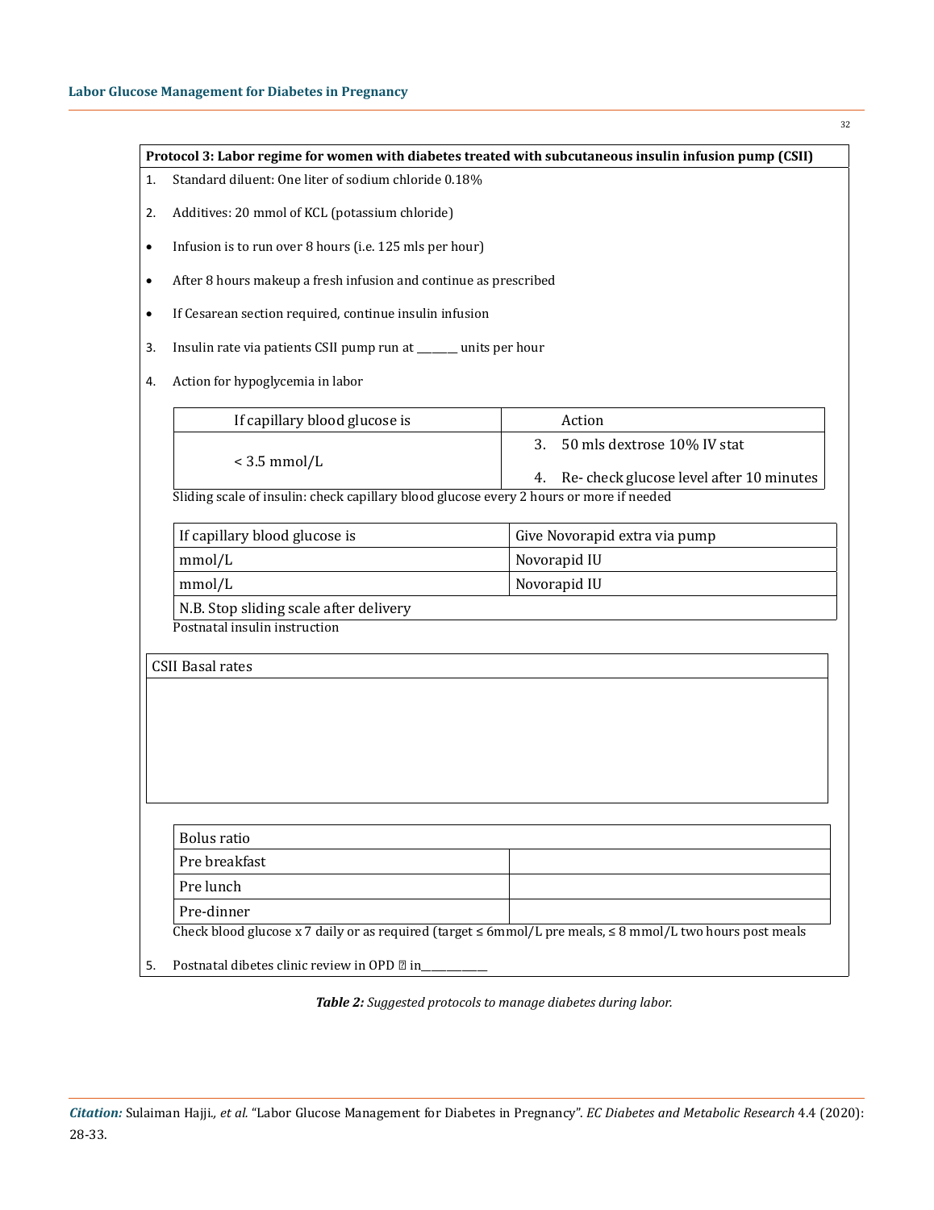**Protocol 3: Labor regime for women with diabetes treated with subcutaneous insulin infusion pump (CSII)**

1. Standard diluent: One liter of sodium chloride 0.18%
2. Additives: 20 mmol of KCL (potassium chloride)

- Infusion is to run over 8 hours (i.e. 125 mls per hour)
- After 8 hours makeup a fresh infusion and continue as prescribed
- If Cesarean section required, continue insulin infusion

3. Insulin rate via patients CSII pump run at _______ units per hour
4. Action for hypoglycemia in labor

| If capillary blood glucose is | Action |
|---|---|
| < 3.5 mmol/L | 3. 50 mls dextrose 10% IV stat<br>4. Re- check glucose level after 10 minutes |

Sliding scale of insulin: check capillary blood glucose every 2 hours or more if needed

| If capillary blood glucose is | Give Novorapid extra via pump |
|---|---|
| mmol/L | Novorapid IU |
| mmol/L | Novorapid IU |
| N.B. Stop sliding scale after delivery | |

Postnatal insulin instruction

| CSII Basal rates |
|---|
| |

| Bolus ratio | |
|---|---|
| Pre breakfast | |
| Pre lunch | |
| Pre-dinner | |

Check blood glucose x 7 daily or as required (target ≤ 6mmol/L pre meals, ≤ 8 mmol/L two hours post meals

5. Postnatal dibetes clinic review in OPD ☐ in___________

***Table 2:*** *Suggested protocols to manage diabetes during labor.*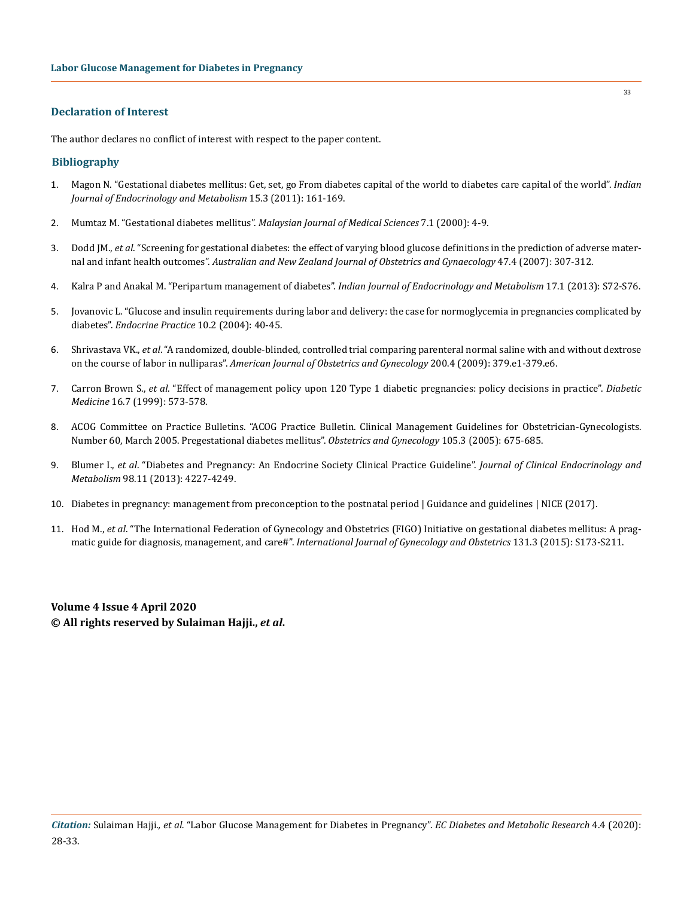## Declaration of Interest

The author declares no conflict of interest with respect to the paper content.

## Bibliography

1. Magon N. "Gestational diabetes mellitus: Get, set, go From diabetes capital of the world to diabetes care capital of the world". *Indian Journal of Endocrinology and Metabolism* 15.3 (2011): 161-169.
2. Mumtaz M. "Gestational diabetes mellitus". *Malaysian Journal of Medical Sciences* 7.1 (2000): 4-9.
3. Dodd JM., *et al*. "Screening for gestational diabetes: the effect of varying blood glucose definitions in the prediction of adverse maternal and infant health outcomes". *Australian and New Zealand Journal of Obstetrics and Gynaecology* 47.4 (2007): 307-312.
4. Kalra P and Anakal M. "Peripartum management of diabetes". *Indian Journal of Endocrinology and Metabolism* 17.1 (2013): S72-S76.
5. Jovanovic L. "Glucose and insulin requirements during labor and delivery: the case for normoglycemia in pregnancies complicated by diabetes". *Endocrine Practice* 10.2 (2004): 40-45.
6. Shrivastava VK., *et al*. "A randomized, double-blinded, controlled trial comparing parenteral normal saline with and without dextrose on the course of labor in nulliparas". *American Journal of Obstetrics and Gynecology* 200.4 (2009): 379.e1-379.e6.
7. Carron Brown S., *et al*. "Effect of management policy upon 120 Type 1 diabetic pregnancies: policy decisions in practice". *Diabetic Medicine* 16.7 (1999): 573-578.
8. ACOG Committee on Practice Bulletins. "ACOG Practice Bulletin. Clinical Management Guidelines for Obstetrician-Gynecologists. Number 60, March 2005. Pregestational diabetes mellitus". *Obstetrics and Gynecology* 105.3 (2005): 675-685.
9. Blumer I., *et al*. "Diabetes and Pregnancy: An Endocrine Society Clinical Practice Guideline". *Journal of Clinical Endocrinology and Metabolism* 98.11 (2013): 4227-4249.
10. Diabetes in pregnancy: management from preconception to the postnatal period | Guidance and guidelines | NICE (2017).
11. Hod M., *et al*. "The International Federation of Gynecology and Obstetrics (FIGO) Initiative on gestational diabetes mellitus: A pragmatic guide for diagnosis, management, and care#". *International Journal of Gynecology and Obstetrics* 131.3 (2015): S173-S211.

**Volume 4 Issue 4 April 2020**
**© All rights reserved by Sulaiman Hajji., *et al*.**